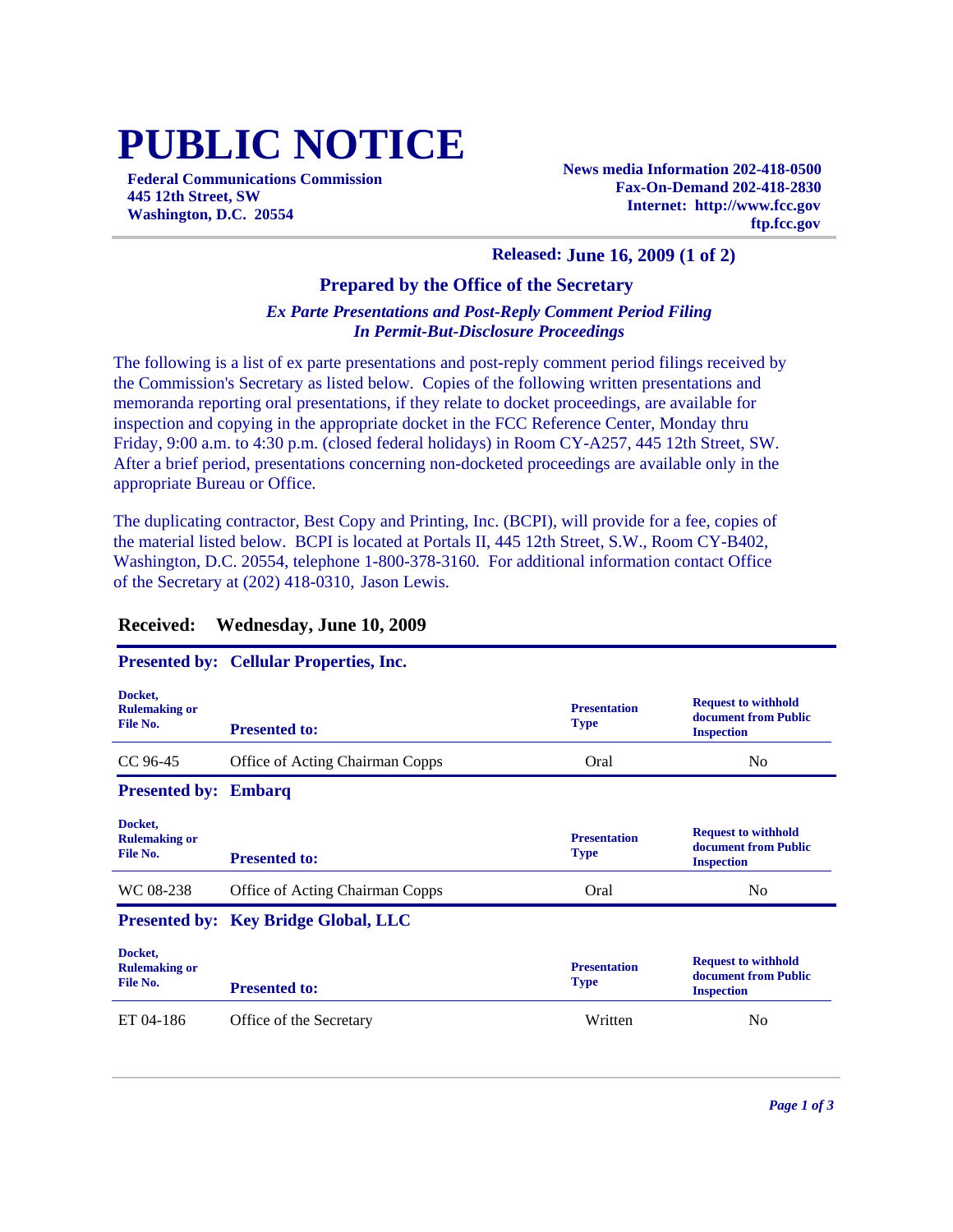# PUBLIC NOTICE

**Federal Communications Commission**
**445 12th Street, SW**
**Washington, D.C. 20554**

**News media Information 202-418-0500**
**Fax-On-Demand 202-418-2830**
**Internet: http://www.fcc.gov**
**ftp.fcc.gov**

**Released: June 16, 2009 (1 of 2)**

### Prepared by the Office of the Secretary

***Ex Parte Presentations and Post-Reply Comment Period Filing***
***In Permit-But-Disclosure Proceedings***

The following is a list of ex parte presentations and post-reply comment period filings received by the Commission's Secretary as listed below. Copies of the following written presentations and memoranda reporting oral presentations, if they relate to docket proceedings, are available for inspection and copying in the appropriate docket in the FCC Reference Center, Monday thru Friday, 9:00 a.m. to 4:30 p.m. (closed federal holidays) in Room CY-A257, 445 12th Street, SW. After a brief period, presentations concerning non-docketed proceedings are available only in the appropriate Bureau or Office.

The duplicating contractor, Best Copy and Printing, Inc. (BCPI), will provide for a fee, copies of the material listed below. BCPI is located at Portals II, 445 12th Street, S.W., Room CY-B402, Washington, D.C. 20554, telephone 1-800-378-3160. For additional information contact Office of the Secretary at (202) 418-0310, Jason Lewis.

## Received: Wednesday, June 10, 2009

**Presented by: Cellular Properties, Inc.**

| Docket, Rulemaking or File No. | Presented to: | Presentation Type | Request to withhold document from Public Inspection |
|---|---|---|---|
| CC 96-45 | Office of Acting Chairman Copps | Oral | No |

**Presented by: Embarq**

| Docket, Rulemaking or File No. | Presented to: | Presentation Type | Request to withhold document from Public Inspection |
|---|---|---|---|
| WC 08-238 | Office of Acting Chairman Copps | Oral | No |

**Presented by: Key Bridge Global, LLC**

| Docket, Rulemaking or File No. | Presented to: | Presentation Type | Request to withhold document from Public Inspection |
|---|---|---|---|
| ET 04-186 | Office of the Secretary | Written | No |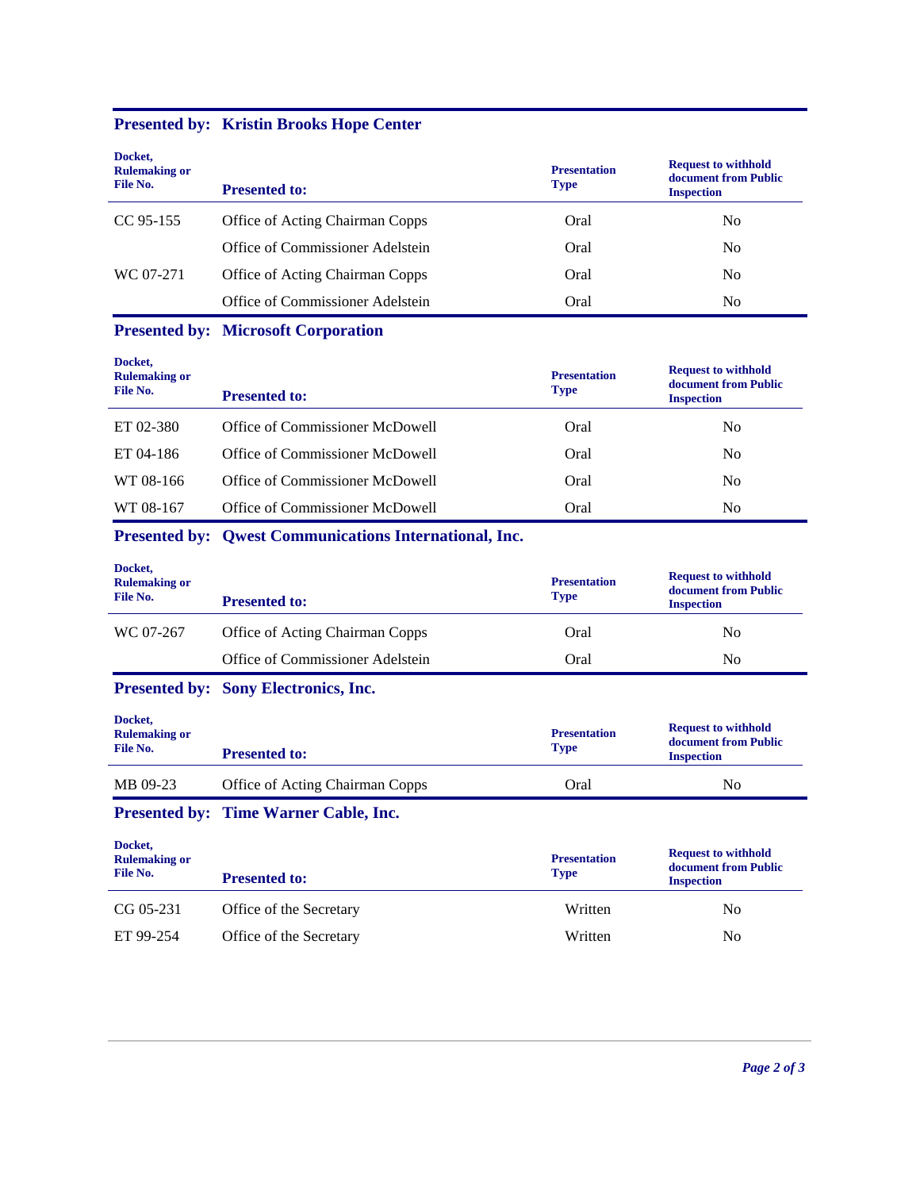**Presented by: Kristin Brooks Hope Center**

| Docket, Rulemaking or File No. | Presented to: | Presentation Type | Request to withhold document from Public Inspection |
|---|---|---|---|
| CC 95-155 | Office of Acting Chairman Copps | Oral | No |
| | Office of Commissioner Adelstein | Oral | No |
| WC 07-271 | Office of Acting Chairman Copps | Oral | No |
| | Office of Commissioner Adelstein | Oral | No |

**Presented by: Microsoft Corporation**

| Docket, Rulemaking or File No. | Presented to: | Presentation Type | Request to withhold document from Public Inspection |
|---|---|---|---|
| ET 02-380 | Office of Commissioner McDowell | Oral | No |
| ET 04-186 | Office of Commissioner McDowell | Oral | No |
| WT 08-166 | Office of Commissioner McDowell | Oral | No |
| WT 08-167 | Office of Commissioner McDowell | Oral | No |

**Presented by: Qwest Communications International, Inc.**

| Docket, Rulemaking or File No. | Presented to: | Presentation Type | Request to withhold document from Public Inspection |
|---|---|---|---|
| WC 07-267 | Office of Acting Chairman Copps | Oral | No |
| | Office of Commissioner Adelstein | Oral | No |

**Presented by: Sony Electronics, Inc.**

| Docket, Rulemaking or File No. | Presented to: | Presentation Type | Request to withhold document from Public Inspection |
|---|---|---|---|
| MB 09-23 | Office of Acting Chairman Copps | Oral | No |

**Presented by: Time Warner Cable, Inc.**

| Docket, Rulemaking or File No. | Presented to: | Presentation Type | Request to withhold document from Public Inspection |
|---|---|---|---|
| CG 05-231 | Office of the Secretary | Written | No |
| ET 99-254 | Office of the Secretary | Written | No |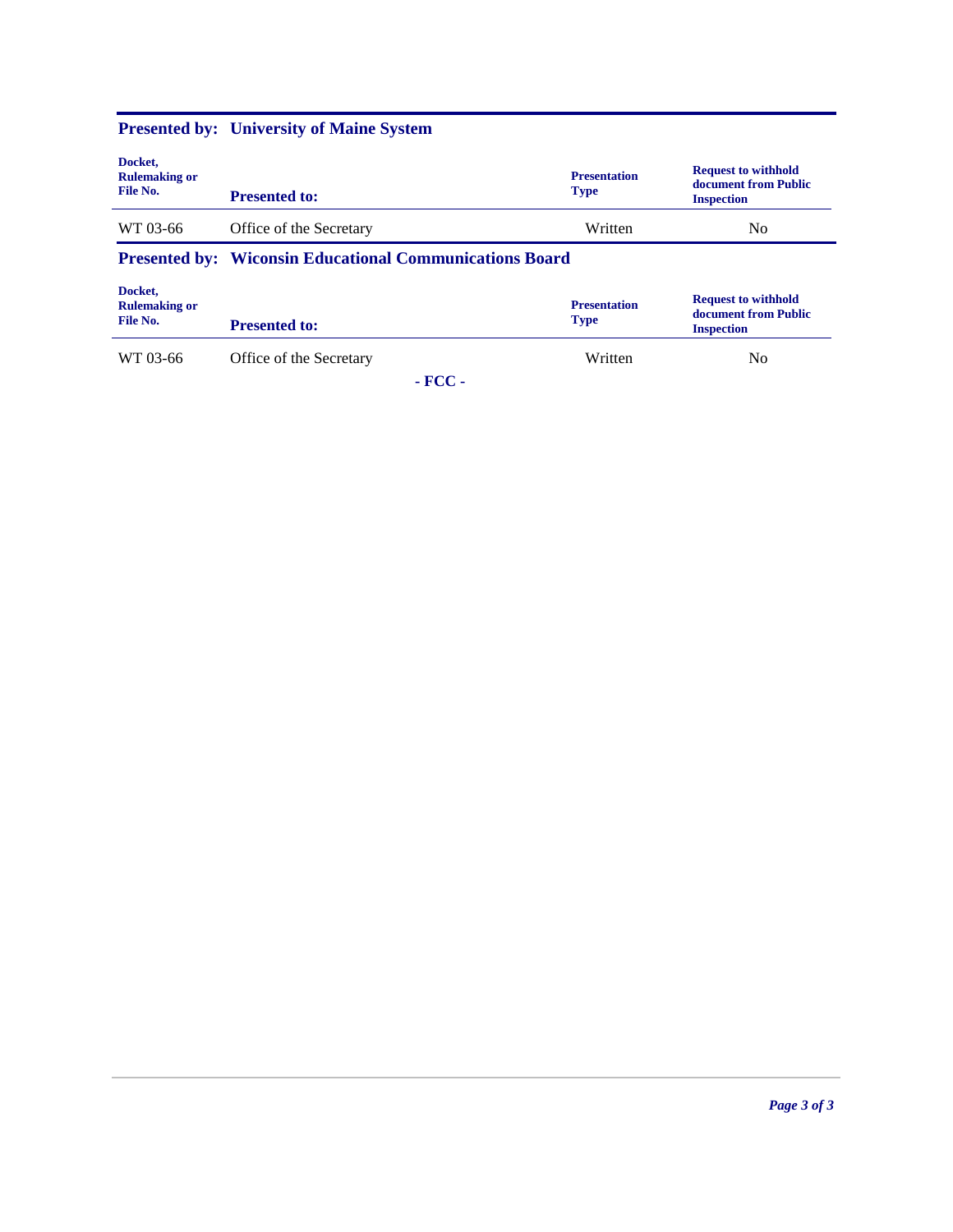**Presented by: University of Maine System**

| Docket, Rulemaking or File No. | Presented to: | Presentation Type | Request to withhold document from Public Inspection |
|---|---|---|---|
| WT 03-66 | Office of the Secretary | Written | No |

**Presented by: Wiconsin Educational Communications Board**

| Docket, Rulemaking or File No. | Presented to: | Presentation Type | Request to withhold document from Public Inspection |
|---|---|---|---|
| WT 03-66 | Office of the Secretary | Written | No |

**- FCC -**